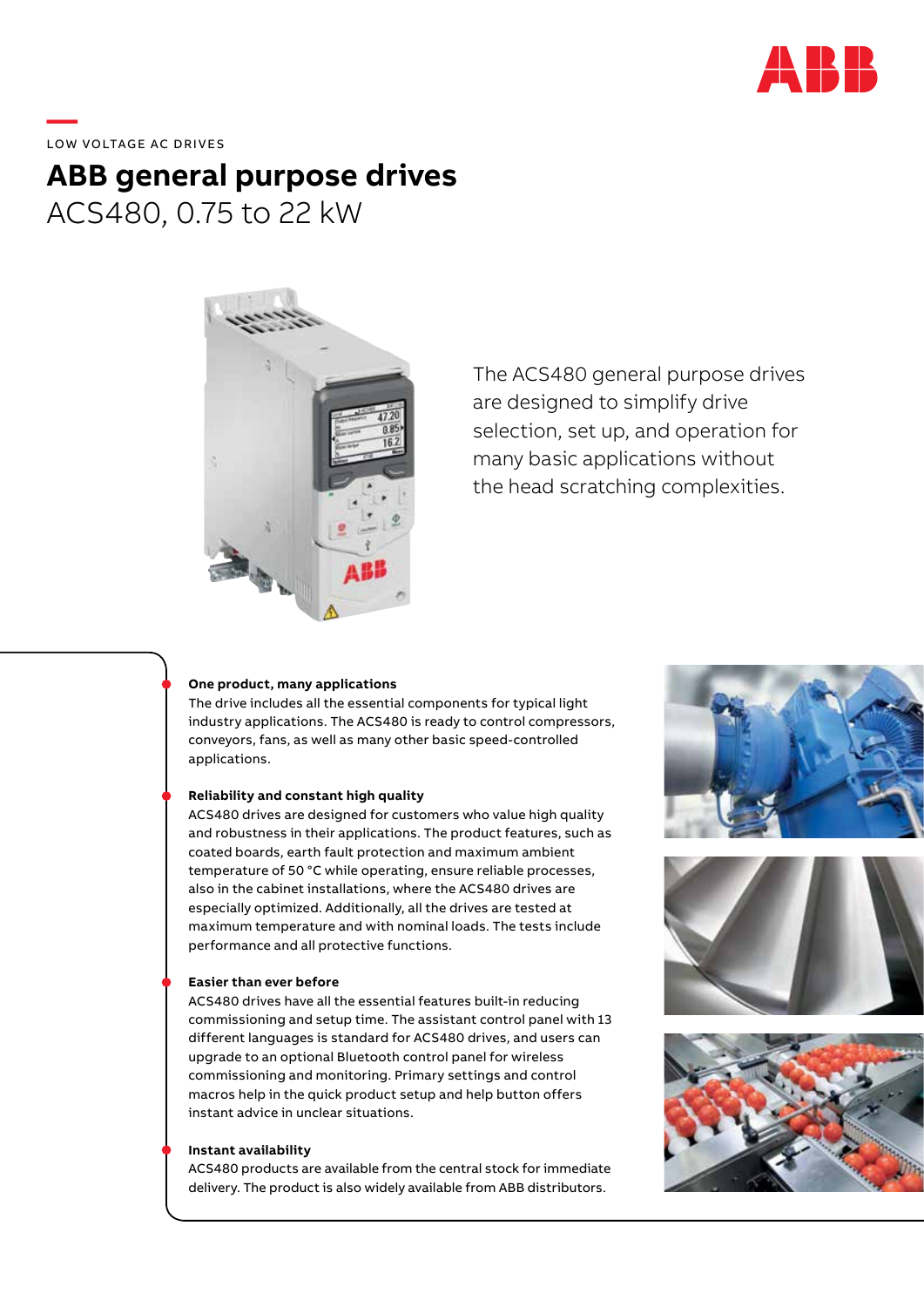LOW VOLTAGE AC DRIVES

# ABB general purpose drives

## ACS480, 0.75 to 22 kW

The ACS480 general purpose drives are designed to simplify drive selection, set up, and operation for many basic applications without the head scratching complexities.

**One product, many applications**
The drive includes all the essential components for typical light industry applications. The ACS480 is ready to control compressors, conveyors, fans, as well as many other basic speed-controlled applications.

**Reliability and constant high quality**
ACS480 drives are designed for customers who value high quality and robustness in their applications. The product features, such as coated boards, earth fault protection and maximum ambient temperature of 50 °C while operating, ensure reliable processes, also in the cabinet installations, where the ACS480 drives are especially optimized. Additionally, all the drives are tested at maximum temperature and with nominal loads. The tests include performance and all protective functions.

**Easier than ever before**
ACS480 drives have all the essential features built-in reducing commissioning and setup time. The assistant control panel with 13 different languages is standard for ACS480 drives, and users can upgrade to an optional Bluetooth control panel for wireless commissioning and monitoring. Primary settings and control macros help in the quick product setup and help button offers instant advice in unclear situations.

**Instant availability**
ACS480 products are available from the central stock for immediate delivery. The product is also widely available from ABB distributors.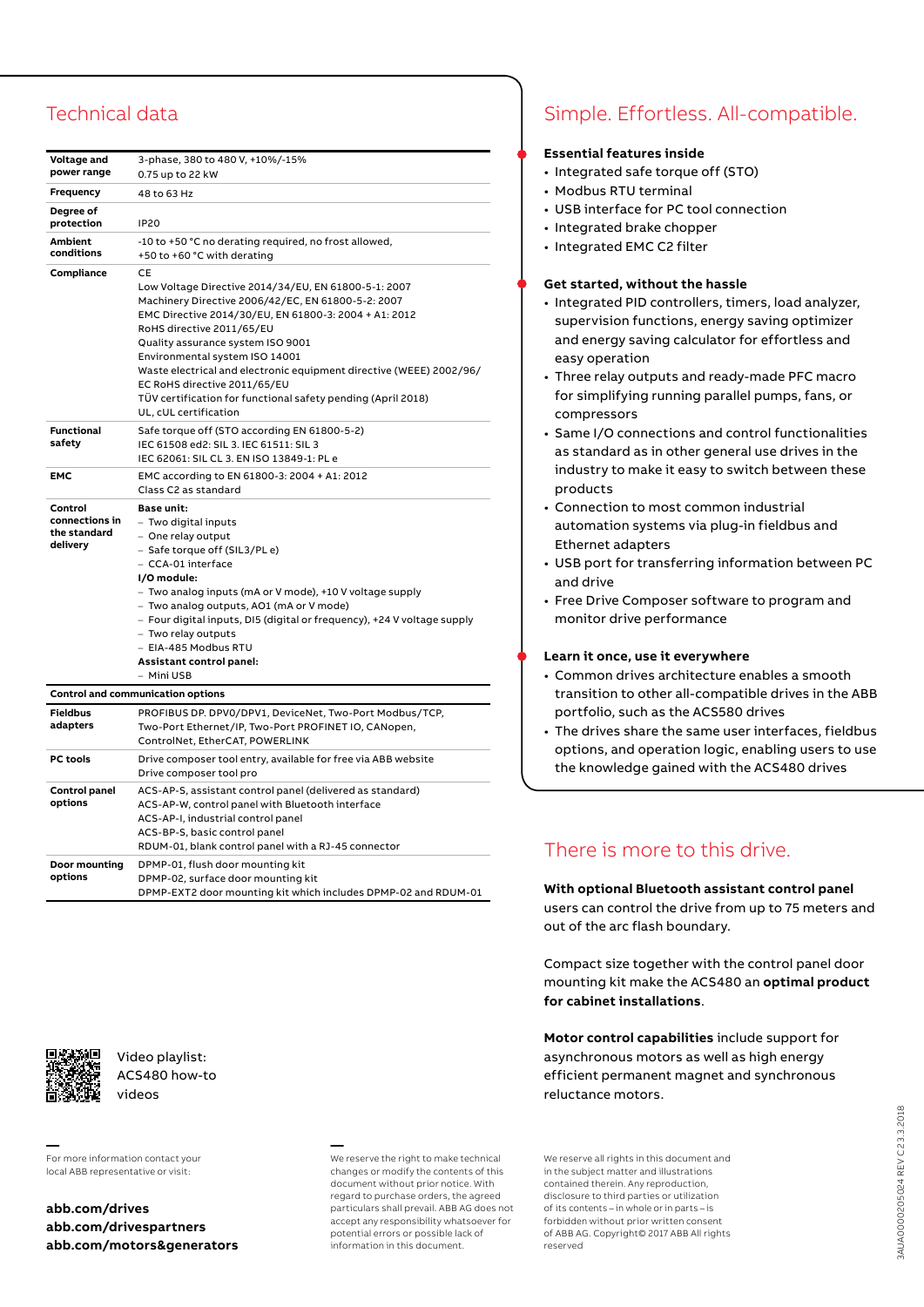## Technical data

| | |
|---|---|
| **Voltage and power range** | 3-phase, 380 to 480 V, +10%/-15%<br>0.75 up to 22 kW |
| **Frequency** | 48 to 63 Hz |
| **Degree of protection** | IP20 |
| **Ambient conditions** | -10 to +50 °C no derating required, no frost allowed,<br>+50 to +60 °C with derating |
| **Compliance** | CE<br>Low Voltage Directive 2014/34/EU, EN 61800-5-1: 2007<br>Machinery Directive 2006/42/EC, EN 61800-5-2: 2007<br>EMC Directive 2014/30/EU, EN 61800-3: 2004 + A1: 2012<br>RoHS directive 2011/65/EU<br>Quality assurance system ISO 9001<br>Environmental system ISO 14001<br>Waste electrical and electronic equipment directive (WEEE) 2002/96/EC RoHS directive 2011/65/EU<br>TÜV certification for functional safety pending (April 2018)<br>UL, cUL certification |
| **Functional safety** | Safe torque off (STO according EN 61800-5-2)<br>IEC 61508 ed2: SIL 3. IEC 61511: SIL 3<br>IEC 62061: SIL CL 3. EN ISO 13849-1: PL e |
| **EMC** | EMC according to EN 61800-3: 2004 + A1: 2012<br>Class C2 as standard |
| **Control connections in the standard delivery** | **Base unit:**<br>– Two digital inputs<br>– One relay output<br>– Safe torque off (SIL3/PL e)<br>– CCA-01 interface<br>**I/O module:**<br>– Two analog inputs (mA or V mode), +10 V voltage supply<br>– Two analog outputs, AO1 (mA or V mode)<br>– Four digital inputs, DI5 (digital or frequency), +24 V voltage supply<br>– Two relay outputs<br>– EIA-485 Modbus RTU<br>**Assistant control panel:**<br>– Mini USB |
| **Control and communication options** | |
| **Fieldbus adapters** | PROFIBUS DP. DPV0/DPV1, DeviceNet, Two-Port Modbus/TCP, Two-Port Ethernet/IP, Two-Port PROFINET IO, CANopen, ControlNet, EtherCAT, POWERLINK |
| **PC tools** | Drive composer tool entry, available for free via ABB website<br>Drive composer tool pro |
| **Control panel options** | ACS-AP-S, assistant control panel (delivered as standard)<br>ACS-AP-W, control panel with Bluetooth interface<br>ACS-AP-I, industrial control panel<br>ACS-BP-S, basic control panel<br>RDUM-01, blank control panel with a RJ-45 connector |
| **Door mounting options** | DPMP-01, flush door mounting kit<br>DPMP-02, surface door mounting kit<br>DPMP-EXT2 door mounting kit which includes DPMP-02 and RDUM-01 |

Video playlist: ACS480 how-to videos

## Simple. Effortless. All-compatible.

**Essential features inside**

- Integrated safe torque off (STO)
- Modbus RTU terminal
- USB interface for PC tool connection
- Integrated brake chopper
- Integrated EMC C2 filter

**Get started, without the hassle**

- Integrated PID controllers, timers, load analyzer, supervision functions, energy saving optimizer and energy saving calculator for effortless and easy operation
- Three relay outputs and ready-made PFC macro for simplifying running parallel pumps, fans, or compressors
- Same I/O connections and control functionalities as standard as in other general use drives in the industry to make it easy to switch between these products
- Connection to most common industrial automation systems via plug-in fieldbus and Ethernet adapters
- USB port for transferring information between PC and drive
- Free Drive Composer software to program and monitor drive performance

**Learn it once, use it everywhere**

- Common drives architecture enables a smooth transition to other all-compatible drives in the ABB portfolio, such as the ACS580 drives
- The drives share the same user interfaces, fieldbus options, and operation logic, enabling users to use the knowledge gained with the ACS480 drives

## There is more to this drive.

**With optional Bluetooth assistant control panel** users can control the drive from up to 75 meters and out of the arc flash boundary.

Compact size together with the control panel door mounting kit make the ACS480 an **optimal product for cabinet installations**.

**Motor control capabilities** include support for asynchronous motors as well as high energy efficient permanent magnet and synchronous reluctance motors.

—

For more information contact your local ABB representative or visit:

**abb.com/drives**
**abb.com/drivespartners**
**abb.com/motors&generators**

—

We reserve the right to make technical changes or modify the contents of this document without prior notice. With regard to purchase orders, the agreed particulars shall prevail. ABB AG does not accept any responsibility whatsoever for potential errors or possible lack of information in this document.

We reserve all rights in this document and in the subject matter and illustrations contained therein. Any reproduction, disclosure to third parties or utilization of its contents – in whole or in parts – is forbidden without prior written consent of ABB AG. Copyright© 2017 ABB All rights reserved

3AUA0000205024 REV C 23.3.2018